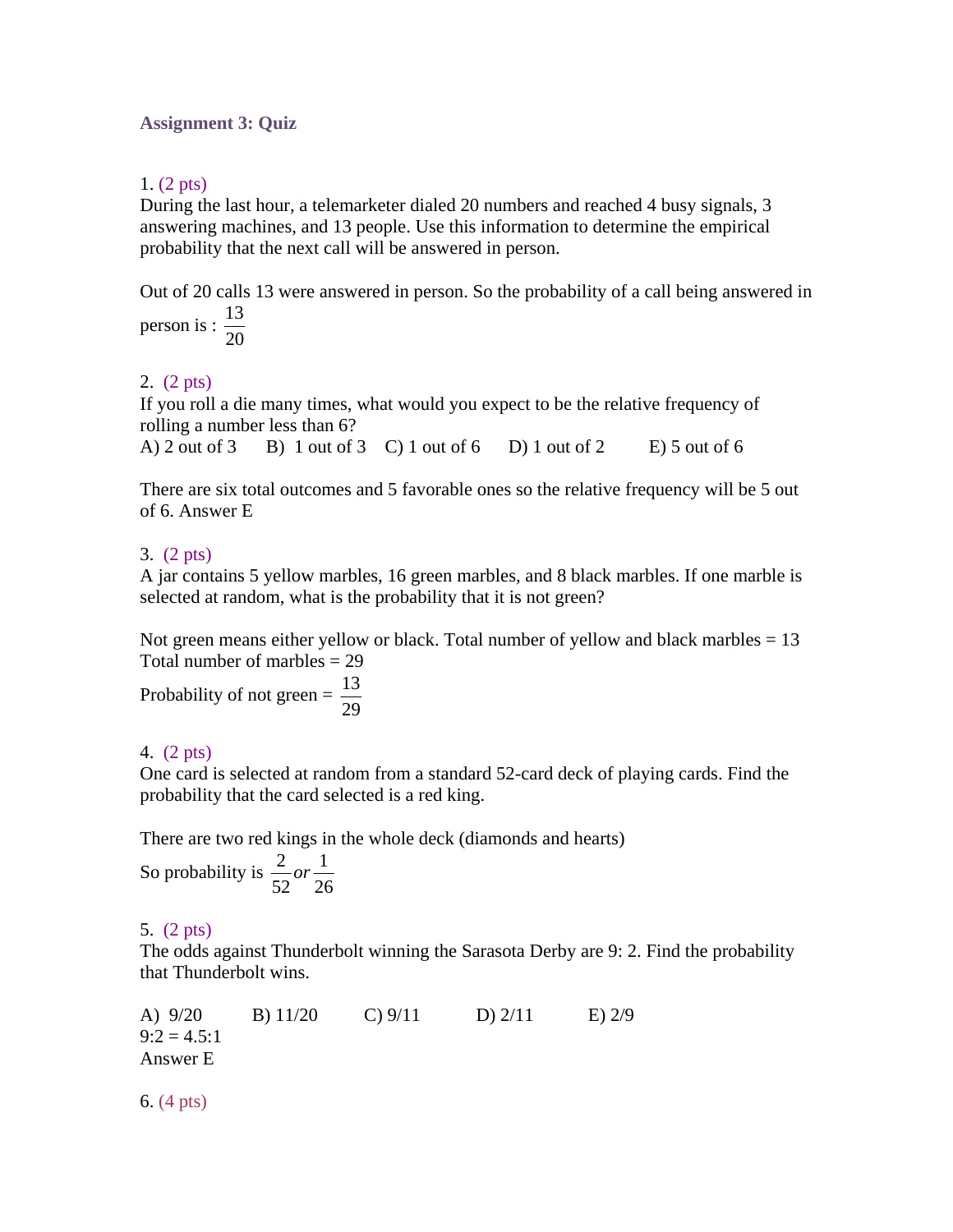## Assignment 3: Quiz

1. (2 pts)
During the last hour, a telemarketer dialed 20 numbers and reached 4 busy signals, 3 answering machines, and 13 people. Use this information to determine the empirical probability that the next call will be answered in person.

Out of 20 calls 13 were answered in person. So the probability of a call being answered in person is : $\frac{13}{20}$

2. (2 pts)
If you roll a die many times, what would you expect to be the relative frequency of rolling a number less than 6?
A) 2 out of 3 B) 1 out of 3 C) 1 out of 6 D) 1 out of 2 E) 5 out of 6

There are six total outcomes and 5 favorable ones so the relative frequency will be 5 out of 6. Answer E

3. (2 pts)
A jar contains 5 yellow marbles, 16 green marbles, and 8 black marbles. If one marble is selected at random, what is the probability that it is not green?

Not green means either yellow or black. Total number of yellow and black marbles = 13
Total number of marbles = 29
Probability of not green = $\frac{13}{29}$

4. (2 pts)
One card is selected at random from a standard 52-card deck of playing cards. Find the probability that the card selected is a red king.

There are two red kings in the whole deck (diamonds and hearts)
So probability is $\frac{2}{52} or \frac{1}{26}$

5. (2 pts)
The odds against Thunderbolt winning the Sarasota Derby are 9: 2. Find the probability that Thunderbolt wins.

A) 9/20 B) 11/20 C) 9/11 D) 2/11 E) 2/9
9:2 = 4.5:1
Answer E

6. (4 pts)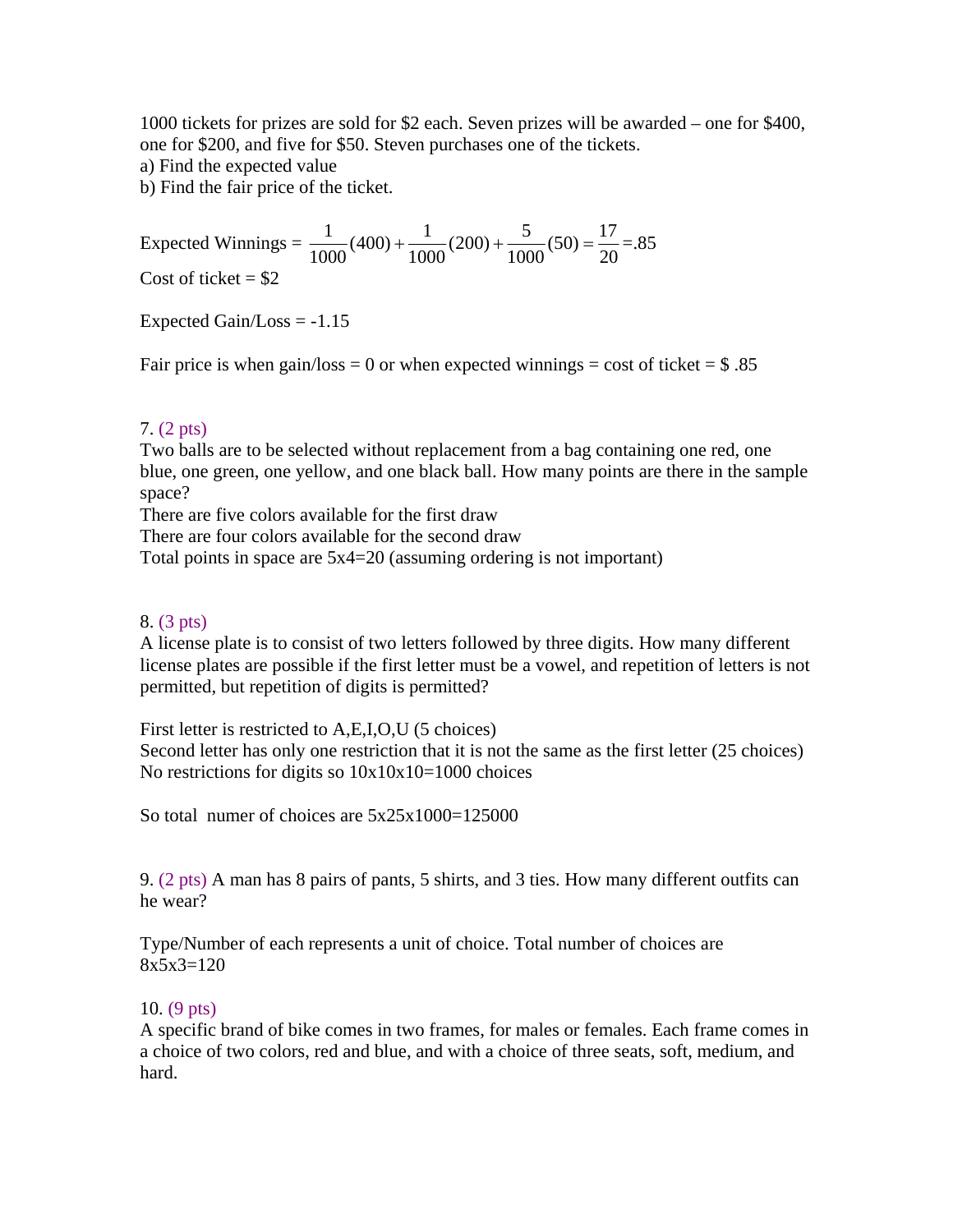1000 tickets for prizes are sold for $2 each. Seven prizes will be awarded – one for $400, one for $200, and five for $50. Steven purchases one of the tickets.
a) Find the expected value
b) Find the fair price of the ticket.

Expected Winnings = $\frac{1}{1000}(400) + \frac{1}{1000}(200) + \frac{5}{1000}(50) = \frac{17}{20} = .85$
Cost of ticket = $2

Expected Gain/Loss = -1.15

Fair price is when gain/loss = 0 or when expected winnings = cost of ticket = $ .85

7. (2 pts)
Two balls are to be selected without replacement from a bag containing one red, one blue, one green, one yellow, and one black ball. How many points are there in the sample space?
There are five colors available for the first draw
There are four colors available for the second draw
Total points in space are 5x4=20 (assuming ordering is not important)

8. (3 pts)
A license plate is to consist of two letters followed by three digits. How many different license plates are possible if the first letter must be a vowel, and repetition of letters is not permitted, but repetition of digits is permitted?

First letter is restricted to A,E,I,O,U (5 choices)
Second letter has only one restriction that it is not the same as the first letter (25 choices)
No restrictions for digits so 10x10x10=1000 choices

So total numer of choices are 5x25x1000=125000

9. (2 pts) A man has 8 pairs of pants, 5 shirts, and 3 ties. How many different outfits can he wear?

Type/Number of each represents a unit of choice. Total number of choices are 8x5x3=120

10. (9 pts)
A specific brand of bike comes in two frames, for males or females. Each frame comes in a choice of two colors, red and blue, and with a choice of three seats, soft, medium, and hard.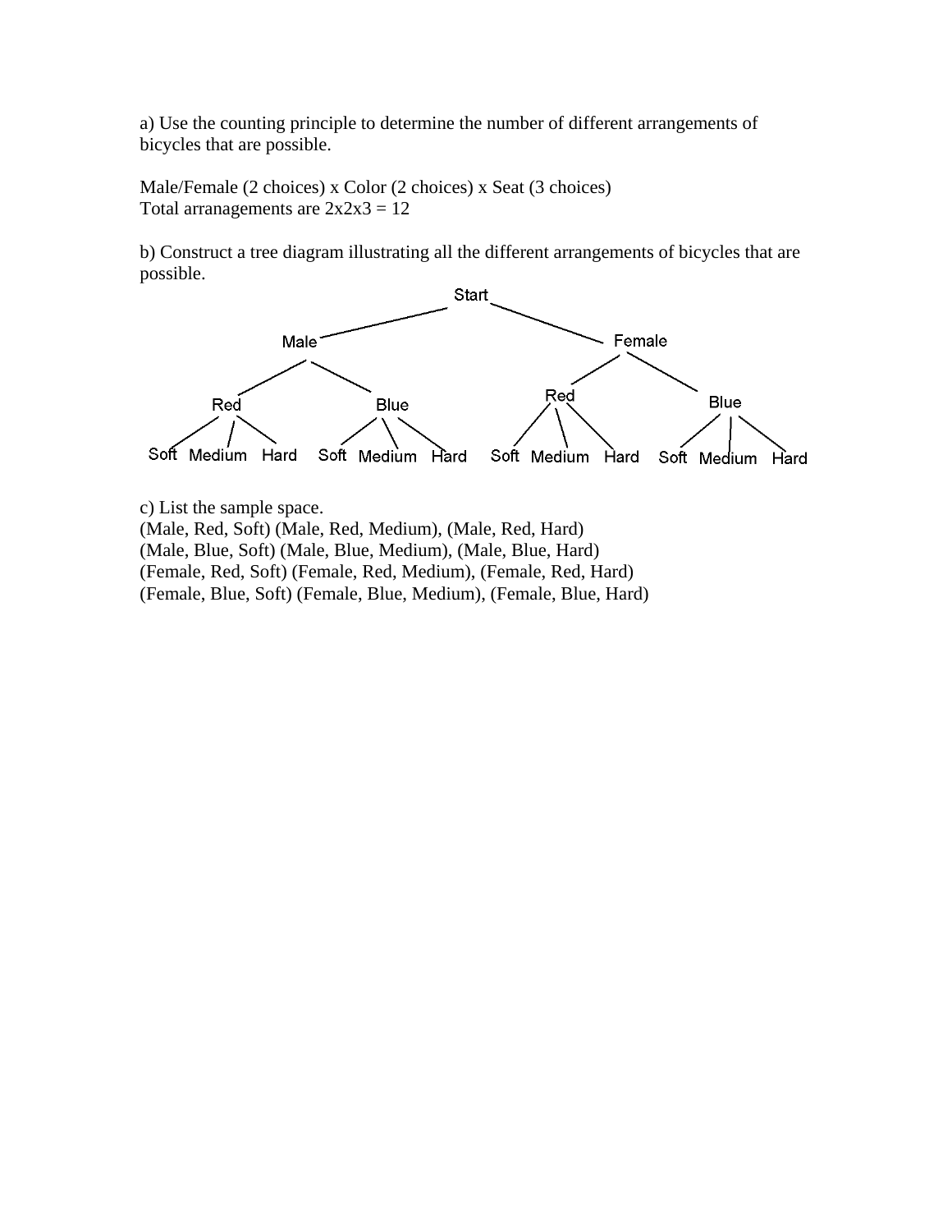a) Use the counting principle to determine the number of different arrangements of bicycles that are possible.

Male/Female (2 choices) x Color (2 choices) x Seat (3 choices)
Total arranagements are 2x2x3 = 12

b) Construct a tree diagram illustrating all the different arrangements of bicycles that are possible.

- Start
  - Male
    - Red
      - Soft
      - Medium
      - Hard
    - Blue
      - Soft
      - Medium
      - Hard
  - Female
    - Red
      - Soft
      - Medium
      - Hard
    - Blue
      - Soft
      - Medium
      - Hard

c) List the sample space.
(Male, Red, Soft) (Male, Red, Medium), (Male, Red, Hard)
(Male, Blue, Soft) (Male, Blue, Medium), (Male, Blue, Hard)
(Female, Red, Soft) (Female, Red, Medium), (Female, Red, Hard)
(Female, Blue, Soft) (Female, Blue, Medium), (Female, Blue, Hard)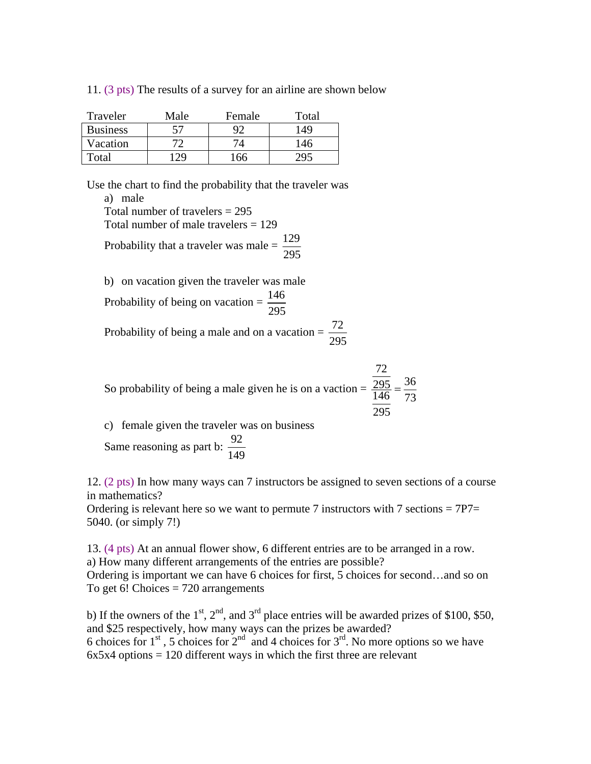11. (3 pts) The results of a survey for an airline are shown below

| Traveler | Male | Female | Total |
|---|---|---|---|
| Business | 57 | 92 | 149 |
| Vacation | 72 | 74 | 146 |
| Total | 129 | 166 | 295 |

Use the chart to find the probability that the traveler was

a) male

Total number of travelers = 295

Total number of male travelers = 129

Probability that a traveler was male = $\frac{129}{295}$

b) on vacation given the traveler was male

Probability of being on vacation = $\frac{146}{295}$

Probability of being a male and on a vacation = $\frac{72}{295}$

So probability of being a male given he is on a vaction = $\dfrac{\frac{72}{295}}{\frac{146}{295}} = \frac{36}{73}$

c) female given the traveler was on business

Same reasoning as part b: $\frac{92}{149}$

12. (2 pts) In how many ways can 7 instructors be assigned to seven sections of a course in mathematics?

Ordering is relevant here so we want to permute 7 instructors with 7 sections = 7P7= 5040. (or simply 7!)

13. (4 pts) At an annual flower show, 6 different entries are to be arranged in a row.

a) How many different arrangements of the entries are possible?

Ordering is important we can have 6 choices for first, 5 choices for second…and so on To get 6! Choices = 720 arrangements

b) If the owners of the $1^{st}$, $2^{nd}$, and $3^{rd}$ place entries will be awarded prizes of $100, $50, and $25 respectively, how many ways can the prizes be awarded?

6 choices for $1^{st}$ , 5 choices for $2^{nd}$ and 4 choices for $3^{rd}$. No more options so we have 6x5x4 options = 120 different ways in which the first three are relevant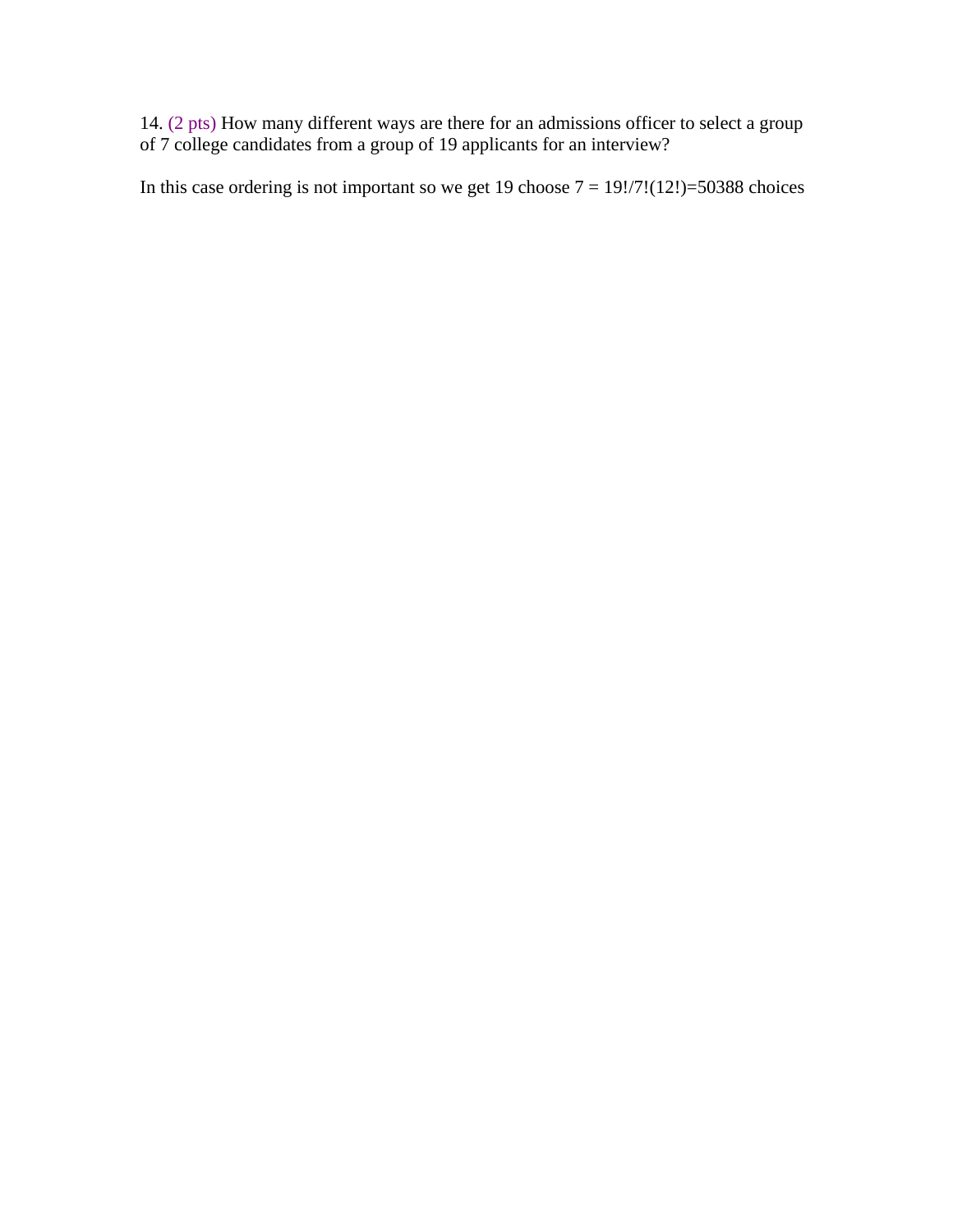14. (2 pts) How many different ways are there for an admissions officer to select a group of 7 college candidates from a group of 19 applicants for an interview?

In this case ordering is not important so we get 19 choose $7 = 19!/7!(12!) = 50388$ choices